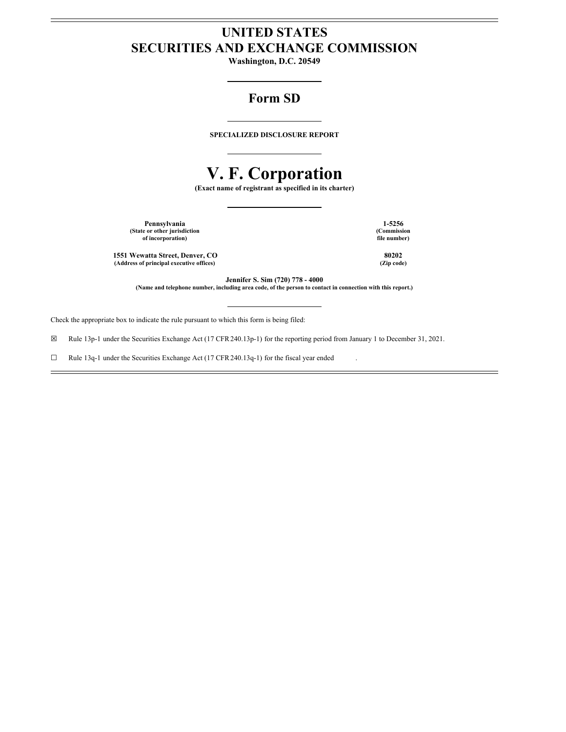# UNITED STATES
# SECURITIES AND EXCHANGE COMMISSION

**Washington, D.C. 20549**

## Form SD

**SPECIALIZED DISCLOSURE REPORT**

# V. F. Corporation

**(Exact name of registrant as specified in its charter)**

| | |
|---|---|
| **Pennsylvania**<br>**(State or other jurisdiction of incorporation)** | **1-5256**<br>**(Commission file number)** |
| **1551 Wewatta Street, Denver, CO**<br>**(Address of principal executive offices)** | **80202**<br>**(Zip code)** |

**Jennifer S. Sim (720) 778 - 4000**
**(Name and telephone number, including area code, of the person to contact in connection with this report.)**

Check the appropriate box to indicate the rule pursuant to which this form is being filed:

☒ Rule 13p-1 under the Securities Exchange Act (17 CFR 240.13p-1) for the reporting period from January 1 to December 31, 2021.

☐ Rule 13q-1 under the Securities Exchange Act (17 CFR 240.13q-1) for the fiscal year ended .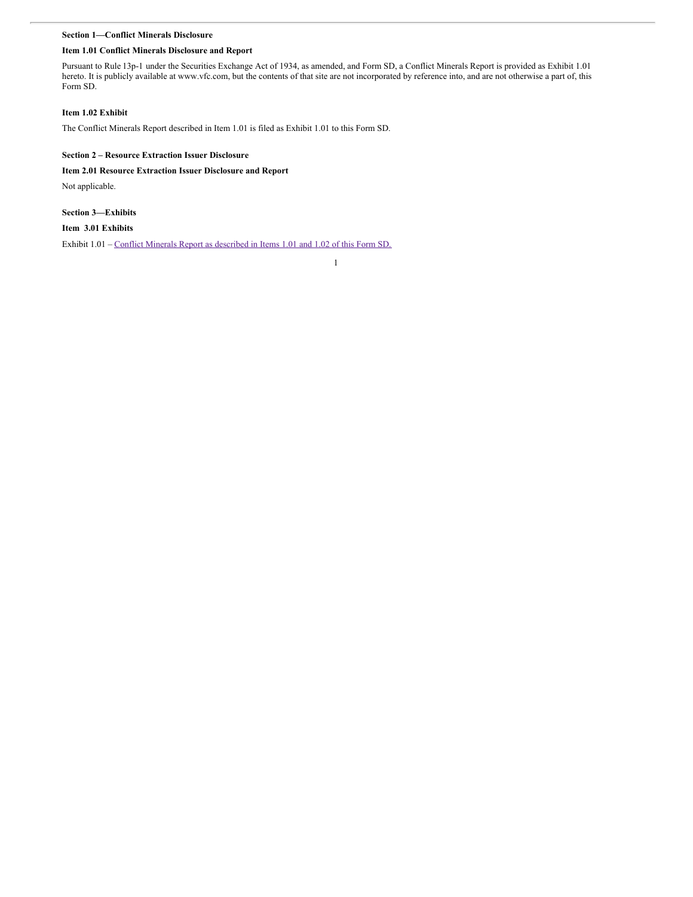**Section 1—Conflict Minerals Disclosure**

**Item 1.01 Conflict Minerals Disclosure and Report**

Pursuant to Rule 13p-1 under the Securities Exchange Act of 1934, as amended, and Form SD, a Conflict Minerals Report is provided as Exhibit 1.01 hereto. It is publicly available at www.vfc.com, but the contents of that site are not incorporated by reference into, and are not otherwise a part of, this Form SD.

**Item 1.02 Exhibit**

The Conflict Minerals Report described in Item 1.01 is filed as Exhibit 1.01 to this Form SD.

**Section 2 – Resource Extraction Issuer Disclosure**

**Item 2.01 Resource Extraction Issuer Disclosure and Report**

Not applicable.

**Section 3—Exhibits**

**Item 3.01 Exhibits**

Exhibit 1.01 – Conflict Minerals Report as described in Items 1.01 and 1.02 of this Form SD.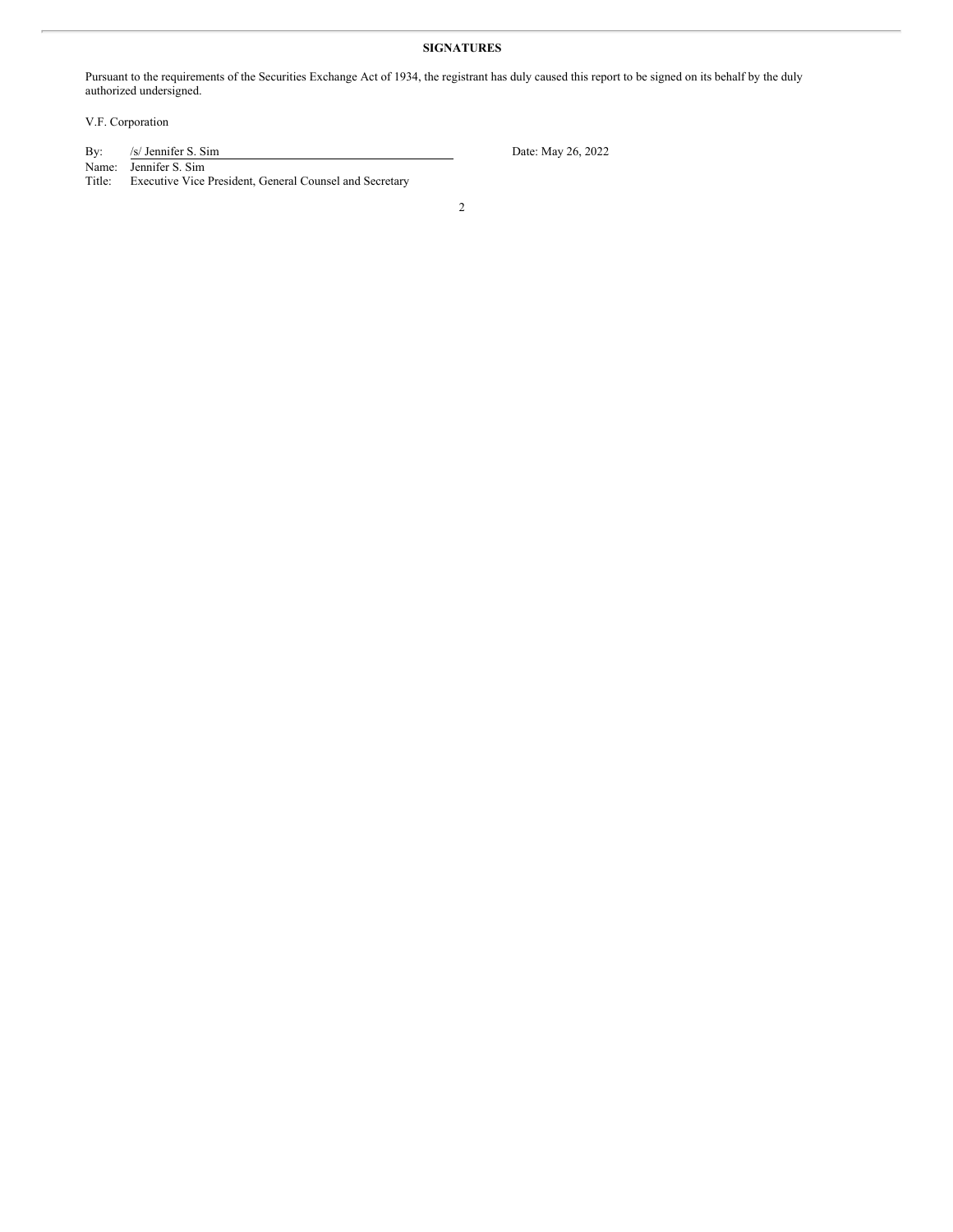## SIGNATURES

Pursuant to the requirements of the Securities Exchange Act of 1934, the registrant has duly caused this report to be signed on its behalf by the duly authorized undersigned.

V.F. Corporation

By: /s/ Jennifer S. Sim

Name: Jennifer S. Sim

Title: Executive Vice President, General Counsel and Secretary

Date: May 26, 2022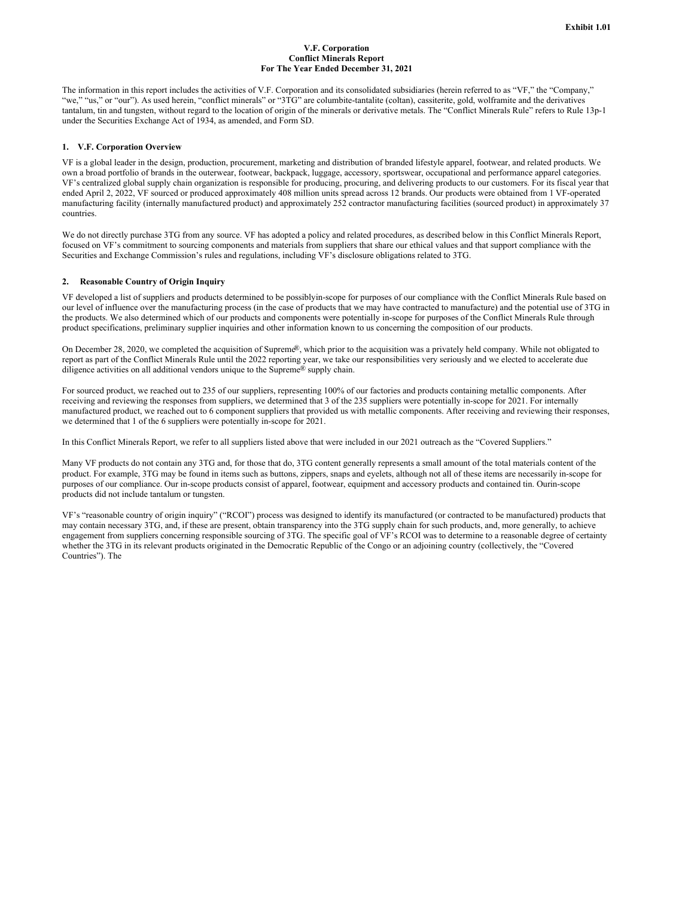**Exhibit 1.01**

**V.F. Corporation**
**Conflict Minerals Report**
**For The Year Ended December 31, 2021**

The information in this report includes the activities of V.F. Corporation and its consolidated subsidiaries (herein referred to as "VF," the "Company," "we," "us," or "our"). As used herein, "conflict minerals" or "3TG" are columbite-tantalite (coltan), cassiterite, gold, wolframite and the derivatives tantalum, tin and tungsten, without regard to the location of origin of the minerals or derivative metals. The "Conflict Minerals Rule" refers to Rule 13p-1 under the Securities Exchange Act of 1934, as amended, and Form SD.

## 1. V.F. Corporation Overview

VF is a global leader in the design, production, procurement, marketing and distribution of branded lifestyle apparel, footwear, and related products. We own a broad portfolio of brands in the outerwear, footwear, backpack, luggage, accessory, sportswear, occupational and performance apparel categories. VF's centralized global supply chain organization is responsible for producing, procuring, and delivering products to our customers. For its fiscal year that ended April 2, 2022, VF sourced or produced approximately 408 million units spread across 12 brands. Our products were obtained from 1 VF-operated manufacturing facility (internally manufactured product) and approximately 252 contractor manufacturing facilities (sourced product) in approximately 37 countries.

We do not directly purchase 3TG from any source. VF has adopted a policy and related procedures, as described below in this Conflict Minerals Report, focused on VF's commitment to sourcing components and materials from suppliers that share our ethical values and that support compliance with the Securities and Exchange Commission's rules and regulations, including VF's disclosure obligations related to 3TG.

## 2. Reasonable Country of Origin Inquiry

VF developed a list of suppliers and products determined to be possiblyin-scope for purposes of our compliance with the Conflict Minerals Rule based on our level of influence over the manufacturing process (in the case of products that we may have contracted to manufacture) and the potential use of 3TG in the products. We also determined which of our products and components were potentially in-scope for purposes of the Conflict Minerals Rule through product specifications, preliminary supplier inquiries and other information known to us concerning the composition of our products.

On December 28, 2020, we completed the acquisition of Supreme®, which prior to the acquisition was a privately held company. While not obligated to report as part of the Conflict Minerals Rule until the 2022 reporting year, we take our responsibilities very seriously and we elected to accelerate due diligence activities on all additional vendors unique to the Supreme® supply chain.

For sourced product, we reached out to 235 of our suppliers, representing 100% of our factories and products containing metallic components. After receiving and reviewing the responses from suppliers, we determined that 3 of the 235 suppliers were potentially in-scope for 2021. For internally manufactured product, we reached out to 6 component suppliers that provided us with metallic components. After receiving and reviewing their responses, we determined that 1 of the 6 suppliers were potentially in-scope for 2021.

In this Conflict Minerals Report, we refer to all suppliers listed above that were included in our 2021 outreach as the "Covered Suppliers."

Many VF products do not contain any 3TG and, for those that do, 3TG content generally represents a small amount of the total materials content of the product. For example, 3TG may be found in items such as buttons, zippers, snaps and eyelets, although not all of these items are necessarily in-scope for purposes of our compliance. Our in-scope products consist of apparel, footwear, equipment and accessory products and contained tin. Ourin-scope products did not include tantalum or tungsten.

VF's "reasonable country of origin inquiry" ("RCOI") process was designed to identify its manufactured (or contracted to be manufactured) products that may contain necessary 3TG, and, if these are present, obtain transparency into the 3TG supply chain for such products, and, more generally, to achieve engagement from suppliers concerning responsible sourcing of 3TG. The specific goal of VF's RCOI was to determine to a reasonable degree of certainty whether the 3TG in its relevant products originated in the Democratic Republic of the Congo or an adjoining country (collectively, the "Covered Countries"). The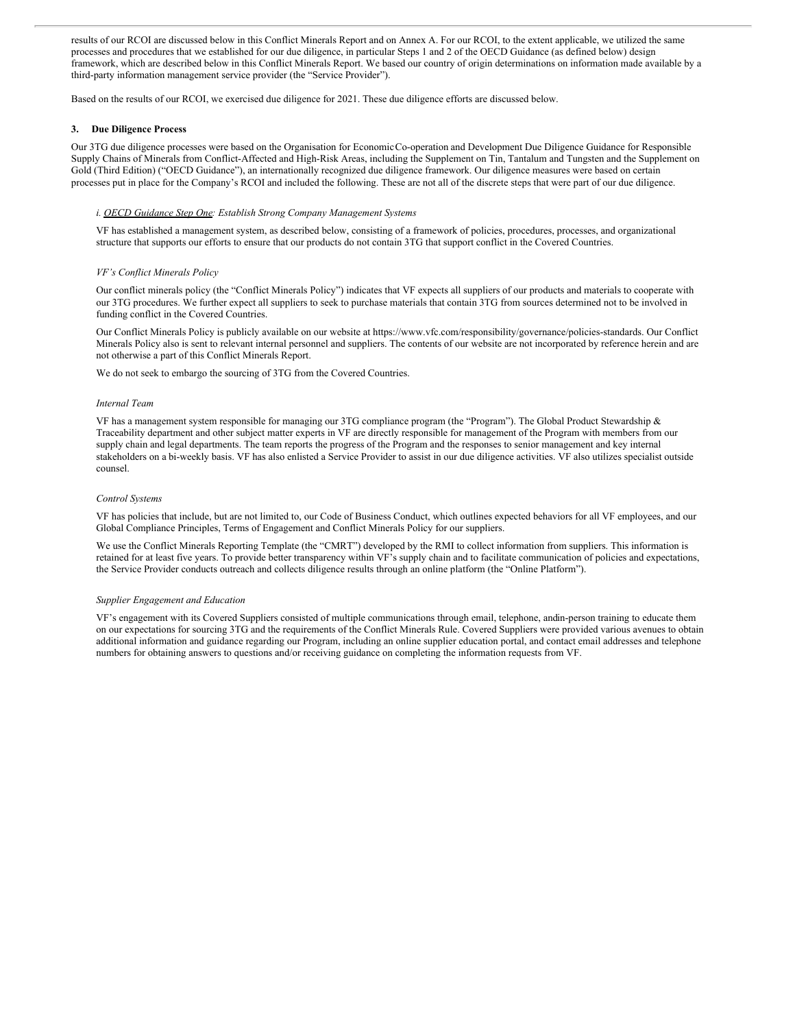results of our RCOI are discussed below in this Conflict Minerals Report and on Annex A. For our RCOI, to the extent applicable, we utilized the same processes and procedures that we established for our due diligence, in particular Steps 1 and 2 of the OECD Guidance (as defined below) design framework, which are described below in this Conflict Minerals Report. We based our country of origin determinations on information made available by a third-party information management service provider (the "Service Provider").

Based on the results of our RCOI, we exercised due diligence for 2021. These due diligence efforts are discussed below.

### 3. Due Diligence Process

Our 3TG due diligence processes were based on the Organisation for Economic Co-operation and Development Due Diligence Guidance for Responsible Supply Chains of Minerals from Conflict-Affected and High-Risk Areas, including the Supplement on Tin, Tantalum and Tungsten and the Supplement on Gold (Third Edition) ("OECD Guidance"), an internationally recognized due diligence framework. Our diligence measures were based on certain processes put in place for the Company's RCOI and included the following. These are not all of the discrete steps that were part of our due diligence.

*i. OECD Guidance Step One: Establish Strong Company Management Systems*

VF has established a management system, as described below, consisting of a framework of policies, procedures, processes, and organizational structure that supports our efforts to ensure that our products do not contain 3TG that support conflict in the Covered Countries.

*VF's Conflict Minerals Policy*

Our conflict minerals policy (the "Conflict Minerals Policy") indicates that VF expects all suppliers of our products and materials to cooperate with our 3TG procedures. We further expect all suppliers to seek to purchase materials that contain 3TG from sources determined not to be involved in funding conflict in the Covered Countries.

Our Conflict Minerals Policy is publicly available on our website at https://www.vfc.com/responsibility/governance/policies-standards. Our Conflict Minerals Policy also is sent to relevant internal personnel and suppliers. The contents of our website are not incorporated by reference herein and are not otherwise a part of this Conflict Minerals Report.

We do not seek to embargo the sourcing of 3TG from the Covered Countries.

*Internal Team*

VF has a management system responsible for managing our 3TG compliance program (the "Program"). The Global Product Stewardship & Traceability department and other subject matter experts in VF are directly responsible for management of the Program with members from our supply chain and legal departments. The team reports the progress of the Program and the responses to senior management and key internal stakeholders on a bi-weekly basis. VF has also enlisted a Service Provider to assist in our due diligence activities. VF also utilizes specialist outside counsel.

*Control Systems*

VF has policies that include, but are not limited to, our Code of Business Conduct, which outlines expected behaviors for all VF employees, and our Global Compliance Principles, Terms of Engagement and Conflict Minerals Policy for our suppliers.

We use the Conflict Minerals Reporting Template (the "CMRT") developed by the RMI to collect information from suppliers. This information is retained for at least five years. To provide better transparency within VF's supply chain and to facilitate communication of policies and expectations, the Service Provider conducts outreach and collects diligence results through an online platform (the "Online Platform").

*Supplier Engagement and Education*

VF's engagement with its Covered Suppliers consisted of multiple communications through email, telephone, and in-person training to educate them on our expectations for sourcing 3TG and the requirements of the Conflict Minerals Rule. Covered Suppliers were provided various avenues to obtain additional information and guidance regarding our Program, including an online supplier education portal, and contact email addresses and telephone numbers for obtaining answers to questions and/or receiving guidance on completing the information requests from VF.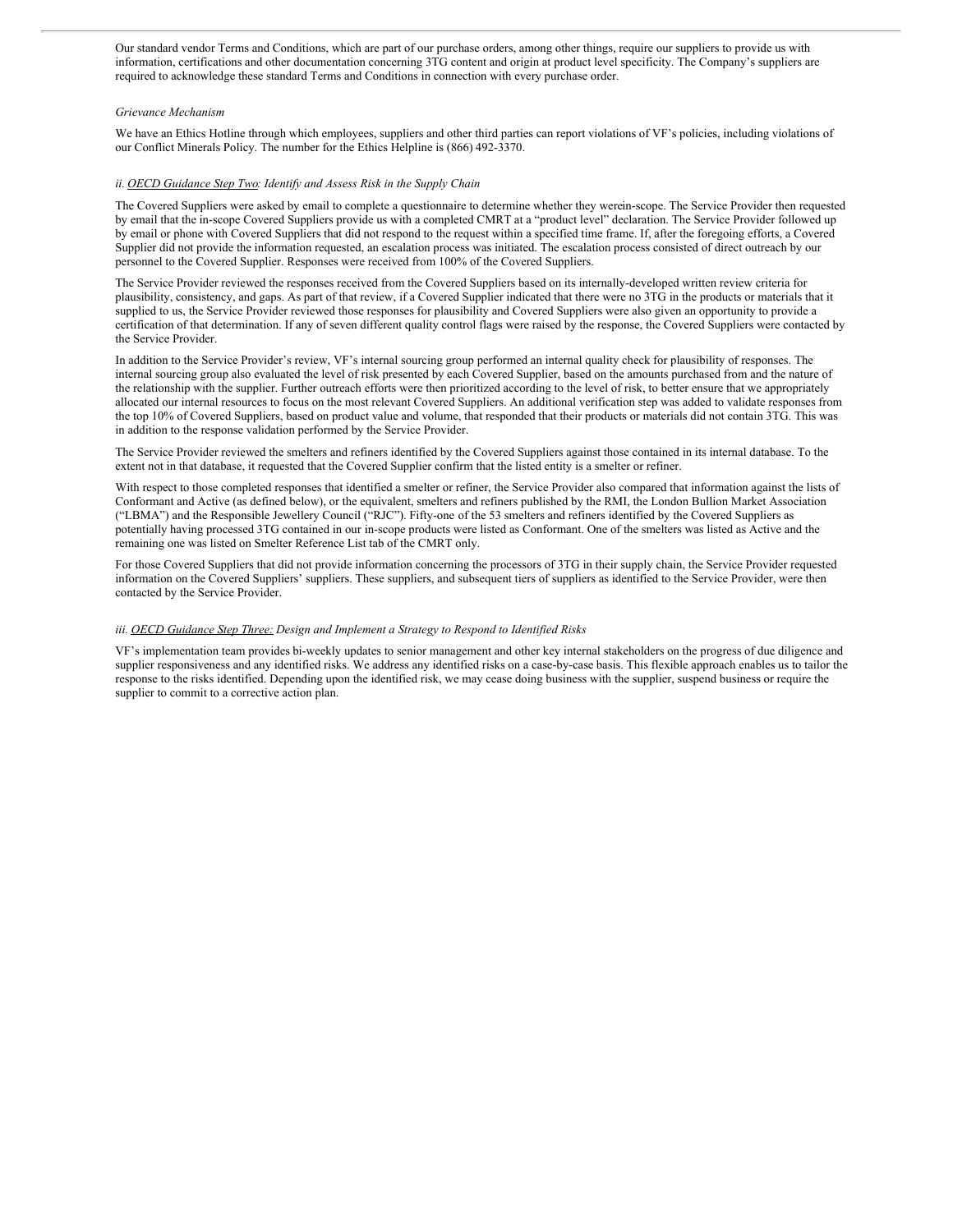Our standard vendor Terms and Conditions, which are part of our purchase orders, among other things, require our suppliers to provide us with information, certifications and other documentation concerning 3TG content and origin at product level specificity. The Company's suppliers are required to acknowledge these standard Terms and Conditions in connection with every purchase order.

*Grievance Mechanism*

We have an Ethics Hotline through which employees, suppliers and other third parties can report violations of VF's policies, including violations of our Conflict Minerals Policy. The number for the Ethics Helpline is (866) 492-3370.

*ii. OECD Guidance Step Two: Identify and Assess Risk in the Supply Chain*

The Covered Suppliers were asked by email to complete a questionnaire to determine whether they werein-scope. The Service Provider then requested by email that the in-scope Covered Suppliers provide us with a completed CMRT at a "product level" declaration. The Service Provider followed up by email or phone with Covered Suppliers that did not respond to the request within a specified time frame. If, after the foregoing efforts, a Covered Supplier did not provide the information requested, an escalation process was initiated. The escalation process consisted of direct outreach by our personnel to the Covered Supplier. Responses were received from 100% of the Covered Suppliers.

The Service Provider reviewed the responses received from the Covered Suppliers based on its internally-developed written review criteria for plausibility, consistency, and gaps. As part of that review, if a Covered Supplier indicated that there were no 3TG in the products or materials that it supplied to us, the Service Provider reviewed those responses for plausibility and Covered Suppliers were also given an opportunity to provide a certification of that determination. If any of seven different quality control flags were raised by the response, the Covered Suppliers were contacted by the Service Provider.

In addition to the Service Provider's review, VF's internal sourcing group performed an internal quality check for plausibility of responses. The internal sourcing group also evaluated the level of risk presented by each Covered Supplier, based on the amounts purchased from and the nature of the relationship with the supplier. Further outreach efforts were then prioritized according to the level of risk, to better ensure that we appropriately allocated our internal resources to focus on the most relevant Covered Suppliers. An additional verification step was added to validate responses from the top 10% of Covered Suppliers, based on product value and volume, that responded that their products or materials did not contain 3TG. This was in addition to the response validation performed by the Service Provider.

The Service Provider reviewed the smelters and refiners identified by the Covered Suppliers against those contained in its internal database. To the extent not in that database, it requested that the Covered Supplier confirm that the listed entity is a smelter or refiner.

With respect to those completed responses that identified a smelter or refiner, the Service Provider also compared that information against the lists of Conformant and Active (as defined below), or the equivalent, smelters and refiners published by the RMI, the London Bullion Market Association ("LBMA") and the Responsible Jewellery Council ("RJC"). Fifty-one of the 53 smelters and refiners identified by the Covered Suppliers as potentially having processed 3TG contained in our in-scope products were listed as Conformant. One of the smelters was listed as Active and the remaining one was listed on Smelter Reference List tab of the CMRT only.

For those Covered Suppliers that did not provide information concerning the processors of 3TG in their supply chain, the Service Provider requested information on the Covered Suppliers' suppliers. These suppliers, and subsequent tiers of suppliers as identified to the Service Provider, were then contacted by the Service Provider.

*iii. OECD Guidance Step Three: Design and Implement a Strategy to Respond to Identified Risks*

VF's implementation team provides bi-weekly updates to senior management and other key internal stakeholders on the progress of due diligence and supplier responsiveness and any identified risks. We address any identified risks on a case-by-case basis. This flexible approach enables us to tailor the response to the risks identified. Depending upon the identified risk, we may cease doing business with the supplier, suspend business or require the supplier to commit to a corrective action plan.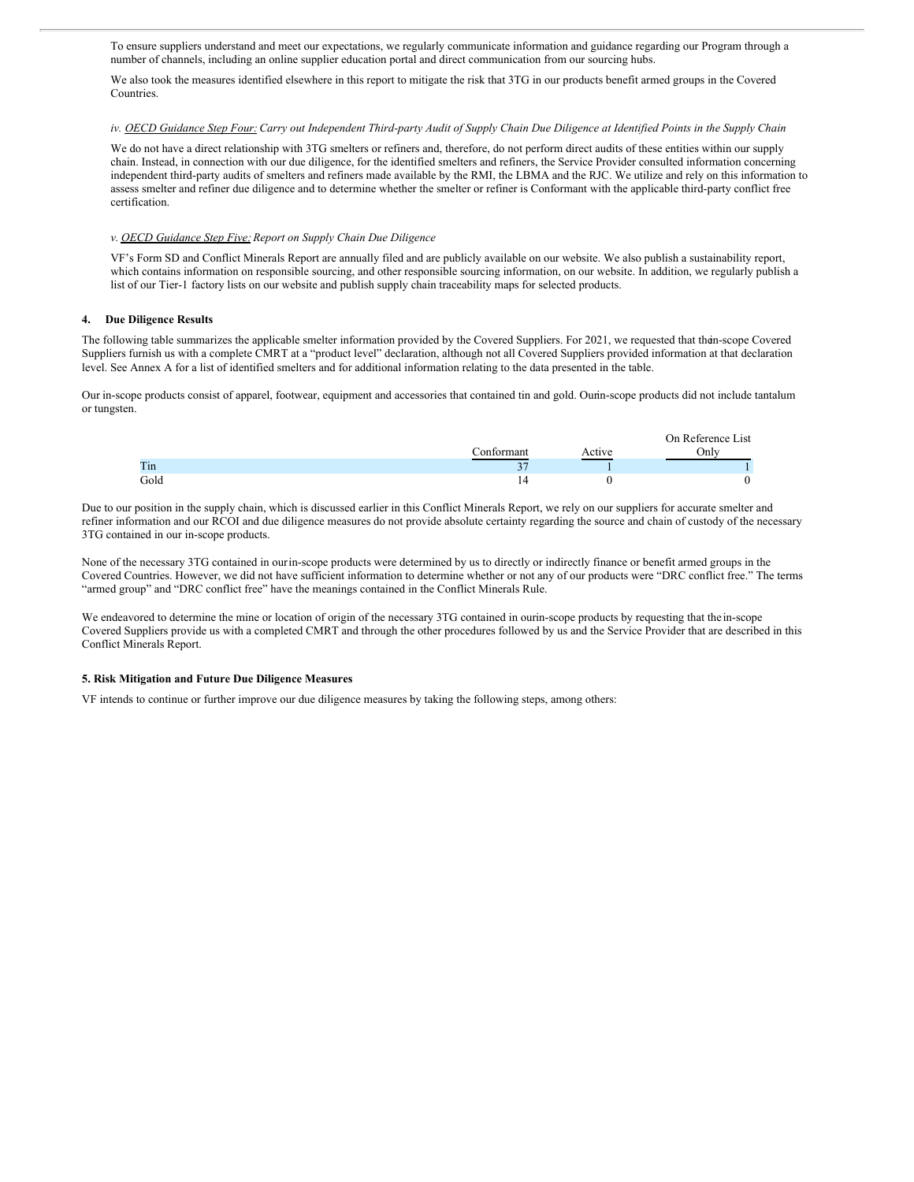To ensure suppliers understand and meet our expectations, we regularly communicate information and guidance regarding our Program through a number of channels, including an online supplier education portal and direct communication from our sourcing hubs.

We also took the measures identified elsewhere in this report to mitigate the risk that 3TG in our products benefit armed groups in the Covered Countries.

*iv. OECD Guidance Step Four: Carry out Independent Third-party Audit of Supply Chain Due Diligence at Identified Points in the Supply Chain*

We do not have a direct relationship with 3TG smelters or refiners and, therefore, do not perform direct audits of these entities within our supply chain. Instead, in connection with our due diligence, for the identified smelters and refiners, the Service Provider consulted information concerning independent third-party audits of smelters and refiners made available by the RMI, the LBMA and the RJC. We utilize and rely on this information to assess smelter and refiner due diligence and to determine whether the smelter or refiner is Conformant with the applicable third-party conflict free certification.

*v. OECD Guidance Step Five: Report on Supply Chain Due Diligence*

VF's Form SD and Conflict Minerals Report are annually filed and are publicly available on our website. We also publish a sustainability report, which contains information on responsible sourcing, and other responsible sourcing information, on our website. In addition, we regularly publish a list of our Tier-1 factory lists on our website and publish supply chain traceability maps for selected products.

## 4. Due Diligence Results

The following table summarizes the applicable smelter information provided by the Covered Suppliers. For 2021, we requested that the in-scope Covered Suppliers furnish us with a complete CMRT at a "product level" declaration, although not all Covered Suppliers provided information at that declaration level. See Annex A for a list of identified smelters and for additional information relating to the data presented in the table.

Our in-scope products consist of apparel, footwear, equipment and accessories that contained tin and gold. Our in-scope products did not include tantalum or tungsten.

| | Conformant | Active | On Reference List Only |
|---|---|---|---|
| Tin | 37 | 1 | 1 |
| Gold | 14 | 0 | 0 |

Due to our position in the supply chain, which is discussed earlier in this Conflict Minerals Report, we rely on our suppliers for accurate smelter and refiner information and our RCOI and due diligence measures do not provide absolute certainty regarding the source and chain of custody of the necessary 3TG contained in our in-scope products.

None of the necessary 3TG contained in our in-scope products were determined by us to directly or indirectly finance or benefit armed groups in the Covered Countries. However, we did not have sufficient information to determine whether or not any of our products were "DRC conflict free." The terms "armed group" and "DRC conflict free" have the meanings contained in the Conflict Minerals Rule.

We endeavored to determine the mine or location of origin of the necessary 3TG contained in our in-scope products by requesting that the in-scope Covered Suppliers provide us with a completed CMRT and through the other procedures followed by us and the Service Provider that are described in this Conflict Minerals Report.

## 5. Risk Mitigation and Future Due Diligence Measures

VF intends to continue or further improve our due diligence measures by taking the following steps, among others: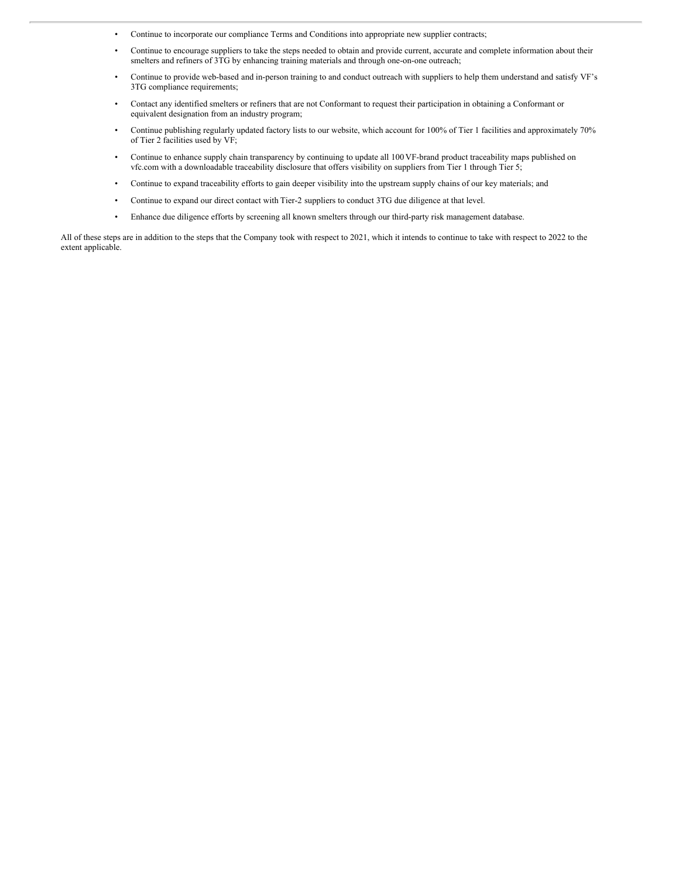- Continue to incorporate our compliance Terms and Conditions into appropriate new supplier contracts;
- Continue to encourage suppliers to take the steps needed to obtain and provide current, accurate and complete information about their smelters and refiners of 3TG by enhancing training materials and through one-on-one outreach;
- Continue to provide web-based and in-person training to and conduct outreach with suppliers to help them understand and satisfy VF's 3TG compliance requirements;
- Contact any identified smelters or refiners that are not Conformant to request their participation in obtaining a Conformant or equivalent designation from an industry program;
- Continue publishing regularly updated factory lists to our website, which account for 100% of Tier 1 facilities and approximately 70% of Tier 2 facilities used by VF;
- Continue to enhance supply chain transparency by continuing to update all 100 VF-brand product traceability maps published on vfc.com with a downloadable traceability disclosure that offers visibility on suppliers from Tier 1 through Tier 5;
- Continue to expand traceability efforts to gain deeper visibility into the upstream supply chains of our key materials; and
- Continue to expand our direct contact with Tier-2 suppliers to conduct 3TG due diligence at that level.
- Enhance due diligence efforts by screening all known smelters through our third-party risk management database.

All of these steps are in addition to the steps that the Company took with respect to 2021, which it intends to continue to take with respect to 2022 to the extent applicable.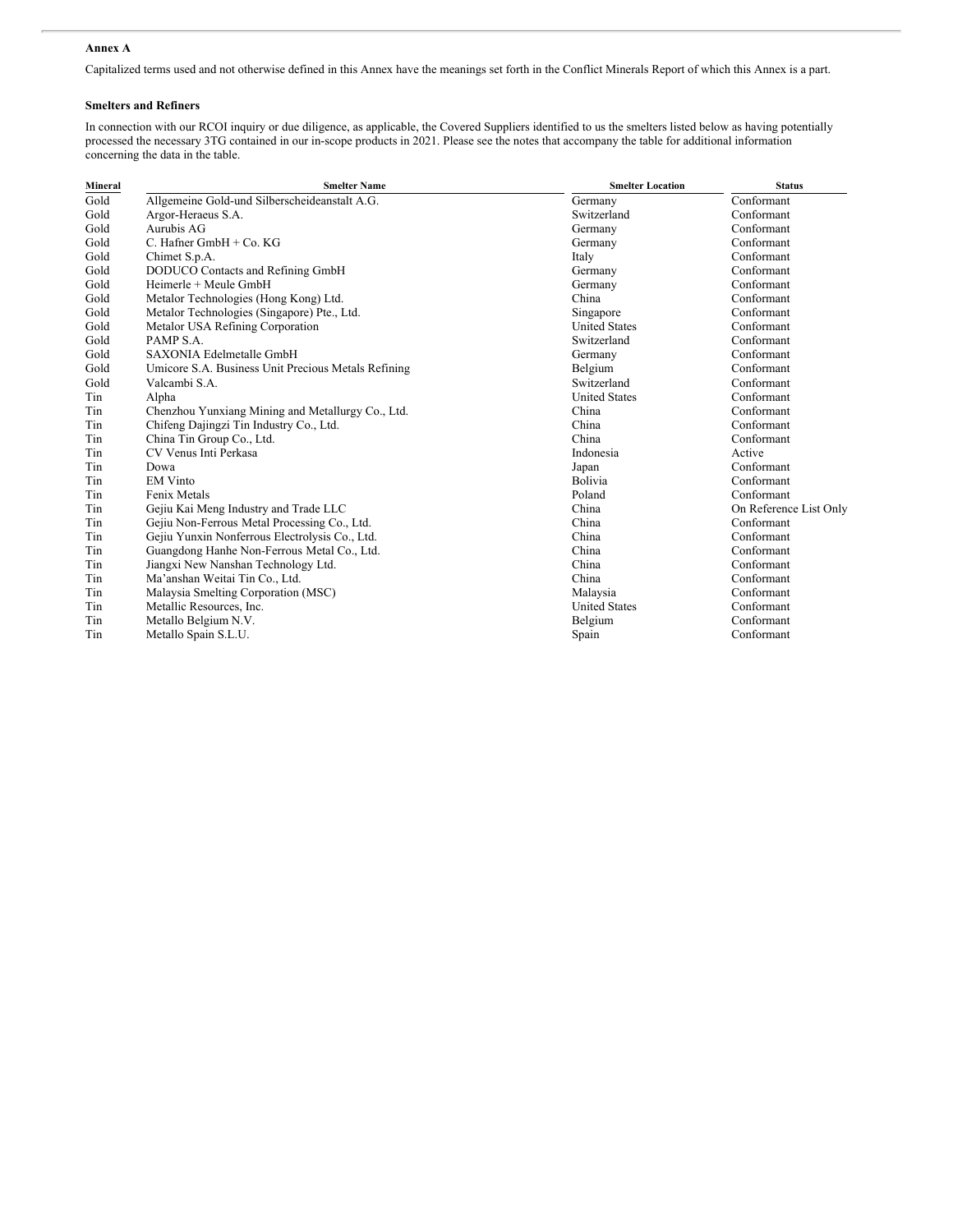**Annex A**

Capitalized terms used and not otherwise defined in this Annex have the meanings set forth in the Conflict Minerals Report of which this Annex is a part.

**Smelters and Refiners**

In connection with our RCOI inquiry or due diligence, as applicable, the Covered Suppliers identified to us the smelters listed below as having potentially processed the necessary 3TG contained in our in-scope products in 2021. Please see the notes that accompany the table for additional information concerning the data in the table.

| Mineral | Smelter Name | Smelter Location | Status |
|---|---|---|---|
| Gold | Allgemeine Gold-und Silberscheideanstalt A.G. | Germany | Conformant |
| Gold | Argor-Heraeus S.A. | Switzerland | Conformant |
| Gold | Aurubis AG | Germany | Conformant |
| Gold | C. Hafner GmbH + Co. KG | Germany | Conformant |
| Gold | Chimet S.p.A. | Italy | Conformant |
| Gold | DODUCO Contacts and Refining GmbH | Germany | Conformant |
| Gold | Heimerle + Meule GmbH | Germany | Conformant |
| Gold | Metalor Technologies (Hong Kong) Ltd. | China | Conformant |
| Gold | Metalor Technologies (Singapore) Pte., Ltd. | Singapore | Conformant |
| Gold | Metalor USA Refining Corporation | United States | Conformant |
| Gold | PAMP S.A. | Switzerland | Conformant |
| Gold | SAXONIA Edelmetalle GmbH | Germany | Conformant |
| Gold | Umicore S.A. Business Unit Precious Metals Refining | Belgium | Conformant |
| Gold | Valcambi S.A. | Switzerland | Conformant |
| Tin | Alpha | United States | Conformant |
| Tin | Chenzhou Yunxiang Mining and Metallurgy Co., Ltd. | China | Conformant |
| Tin | Chifeng Dajingzi Tin Industry Co., Ltd. | China | Conformant |
| Tin | China Tin Group Co., Ltd. | China | Conformant |
| Tin | CV Venus Inti Perkasa | Indonesia | Active |
| Tin | Dowa | Japan | Conformant |
| Tin | EM Vinto | Bolivia | Conformant |
| Tin | Fenix Metals | Poland | Conformant |
| Tin | Gejiu Kai Meng Industry and Trade LLC | China | On Reference List Only |
| Tin | Gejiu Non-Ferrous Metal Processing Co., Ltd. | China | Conformant |
| Tin | Gejiu Yunxin Nonferrous Electrolysis Co., Ltd. | China | Conformant |
| Tin | Guangdong Hanhe Non-Ferrous Metal Co., Ltd. | China | Conformant |
| Tin | Jiangxi New Nanshan Technology Ltd. | China | Conformant |
| Tin | Ma'anshan Weitai Tin Co., Ltd. | China | Conformant |
| Tin | Malaysia Smelting Corporation (MSC) | Malaysia | Conformant |
| Tin | Metallic Resources, Inc. | United States | Conformant |
| Tin | Metallo Belgium N.V. | Belgium | Conformant |
| Tin | Metallo Spain S.L.U. | Spain | Conformant |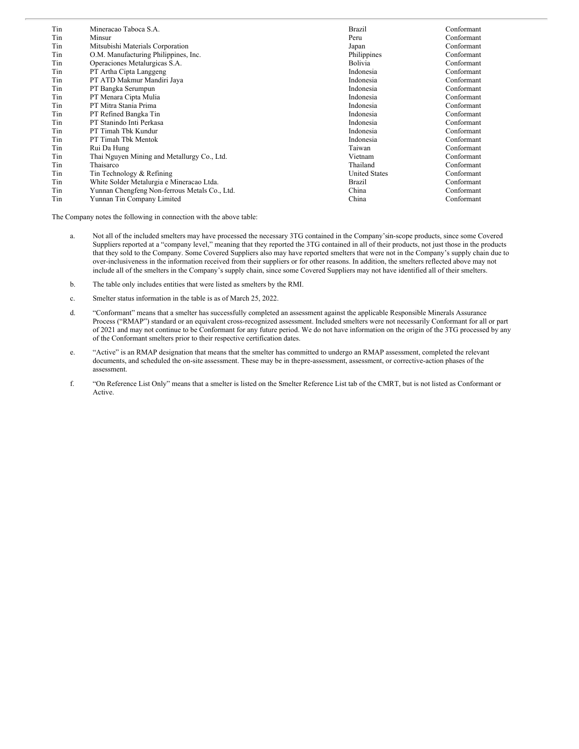| | | | |
|---|---|---|---|
| Tin | Mineracao Taboca S.A. | Brazil | Conformant |
| Tin | Minsur | Peru | Conformant |
| Tin | Mitsubishi Materials Corporation | Japan | Conformant |
| Tin | O.M. Manufacturing Philippines, Inc. | Philippines | Conformant |
| Tin | Operaciones Metalurgicas S.A. | Bolivia | Conformant |
| Tin | PT Artha Cipta Langgeng | Indonesia | Conformant |
| Tin | PT ATD Makmur Mandiri Jaya | Indonesia | Conformant |
| Tin | PT Bangka Serumpun | Indonesia | Conformant |
| Tin | PT Menara Cipta Mulia | Indonesia | Conformant |
| Tin | PT Mitra Stania Prima | Indonesia | Conformant |
| Tin | PT Refined Bangka Tin | Indonesia | Conformant |
| Tin | PT Stanindo Inti Perkasa | Indonesia | Conformant |
| Tin | PT Timah Tbk Kundur | Indonesia | Conformant |
| Tin | PT Timah Tbk Mentok | Indonesia | Conformant |
| Tin | Rui Da Hung | Taiwan | Conformant |
| Tin | Thai Nguyen Mining and Metallurgy Co., Ltd. | Vietnam | Conformant |
| Tin | Thaisarco | Thailand | Conformant |
| Tin | Tin Technology & Refining | United States | Conformant |
| Tin | White Solder Metalurgia e Mineracao Ltda. | Brazil | Conformant |
| Tin | Yunnan Chengfeng Non-ferrous Metals Co., Ltd. | China | Conformant |
| Tin | Yunnan Tin Company Limited | China | Conformant |

The Company notes the following in connection with the above table:

a. Not all of the included smelters may have processed the necessary 3TG contained in the Company'sin-scope products, since some Covered Suppliers reported at a "company level," meaning that they reported the 3TG contained in all of their products, not just those in the products that they sold to the Company. Some Covered Suppliers also may have reported smelters that were not in the Company's supply chain due to over-inclusiveness in the information received from their suppliers or for other reasons. In addition, the smelters reflected above may not include all of the smelters in the Company's supply chain, since some Covered Suppliers may not have identified all of their smelters.

b. The table only includes entities that were listed as smelters by the RMI.

c. Smelter status information in the table is as of March 25, 2022.

d. "Conformant" means that a smelter has successfully completed an assessment against the applicable Responsible Minerals Assurance Process ("RMAP") standard or an equivalent cross-recognized assessment. Included smelters were not necessarily Conformant for all or part of 2021 and may not continue to be Conformant for any future period. We do not have information on the origin of the 3TG processed by any of the Conformant smelters prior to their respective certification dates.

e. "Active" is an RMAP designation that means that the smelter has committed to undergo an RMAP assessment, completed the relevant documents, and scheduled the on-site assessment. These may be in thepre-assessment, assessment, or corrective-action phases of the assessment.

f. "On Reference List Only" means that a smelter is listed on the Smelter Reference List tab of the CMRT, but is not listed as Conformant or Active.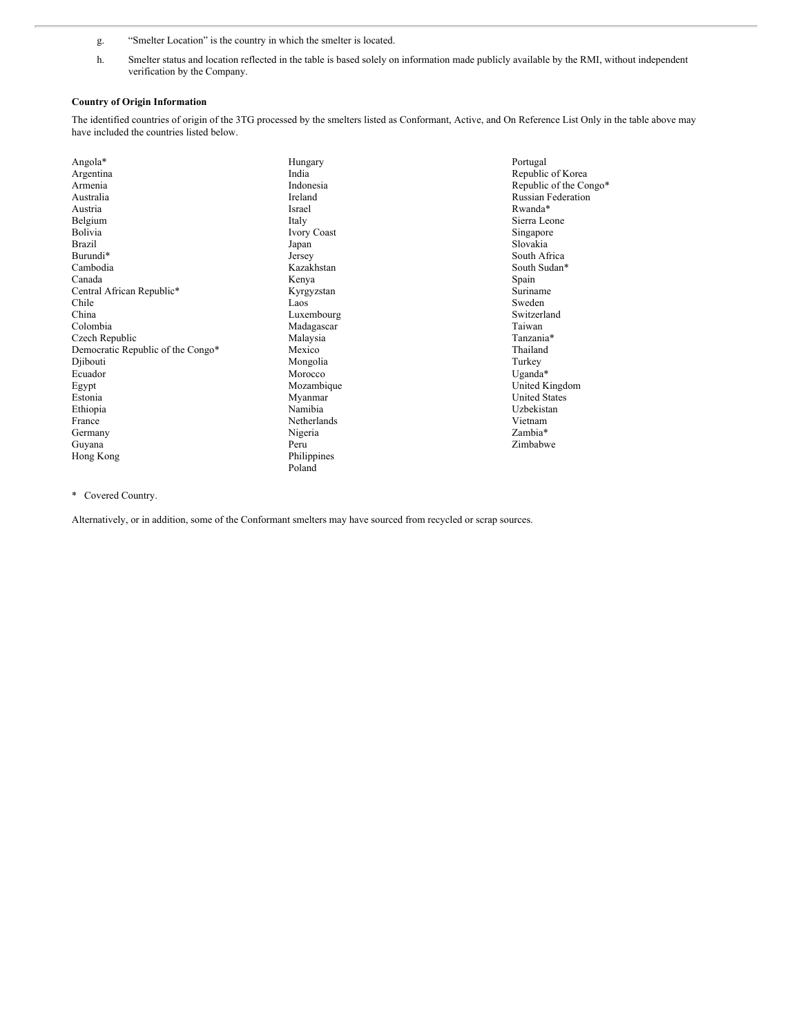g. "Smelter Location" is the country in which the smelter is located.

h. Smelter status and location reflected in the table is based solely on information made publicly available by the RMI, without independent verification by the Company.

**Country of Origin Information**

The identified countries of origin of the 3TG processed by the smelters listed as Conformant, Active, and On Reference List Only in the table above may have included the countries listed below.

Angola*
Argentina
Armenia
Australia
Austria
Belgium
Bolivia
Brazil
Burundi*
Cambodia
Canada
Central African Republic*
Chile
China
Colombia
Czech Republic
Democratic Republic of the Congo*
Djibouti
Ecuador
Egypt
Estonia
Ethiopia
France
Germany
Guyana
Hong Kong
Hungary
India
Indonesia
Ireland
Israel
Italy
Ivory Coast
Japan
Jersey
Kazakhstan
Kenya
Kyrgyzstan
Laos
Luxembourg
Madagascar
Malaysia
Mexico
Mongolia
Morocco
Mozambique
Myanmar
Namibia
Netherlands
Nigeria
Peru
Philippines
Poland
Portugal
Republic of Korea
Republic of the Congo*
Russian Federation
Rwanda*
Sierra Leone
Singapore
Slovakia
South Africa
South Sudan*
Spain
Suriname
Sweden
Switzerland
Taiwan
Tanzania*
Thailand
Turkey
Uganda*
United Kingdom
United States
Uzbekistan
Vietnam
Zambia*
Zimbabwe

\* Covered Country.

Alternatively, or in addition, some of the Conformant smelters may have sourced from recycled or scrap sources.